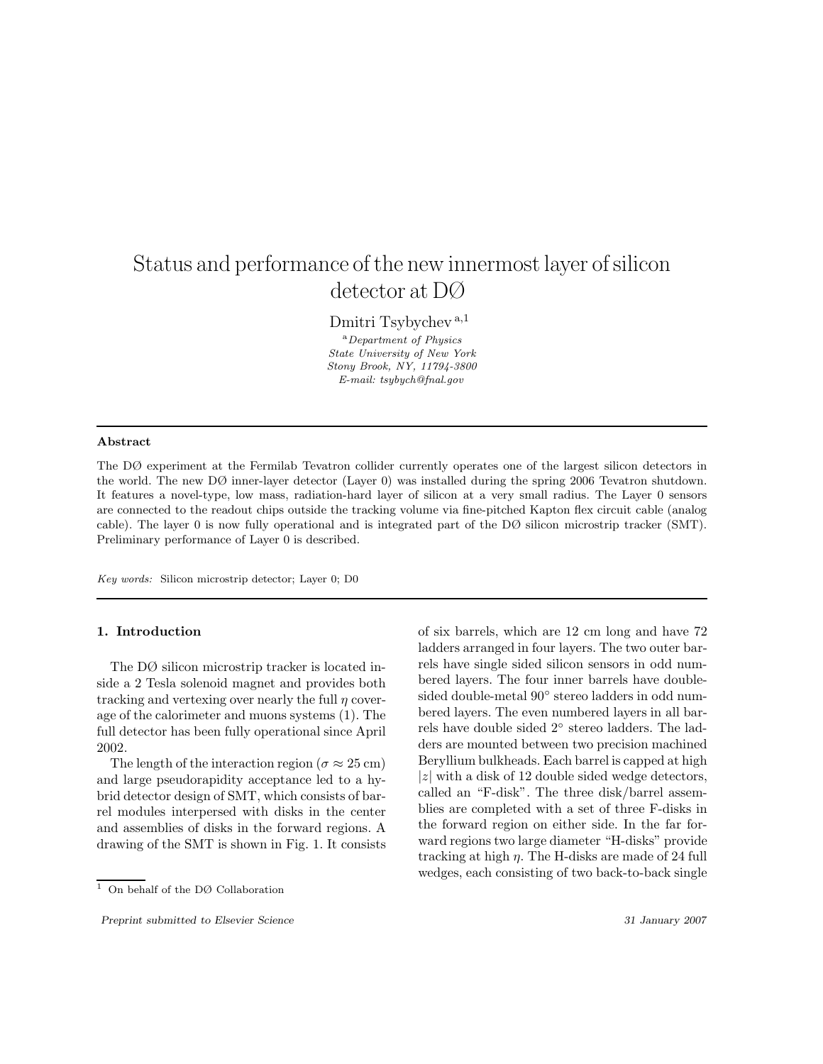# Status and performance of the new innermost layer of silicon detector at DØ

Dmitri Tsybychev [a,1]

[a] *Department of Physics*
*State University of New York*
*Stony Brook, NY, 11794-3800*
*E-mail: tsybych@fnal.gov*

---

**Abstract**

The DØ experiment at the Fermilab Tevatron collider currently operates one of the largest silicon detectors in the world. The new DØ inner-layer detector (Layer 0) was installed during the spring 2006 Tevatron shutdown. It features a novel-type, low mass, radiation-hard layer of silicon at a very small radius. The Layer 0 sensors are connected to the readout chips outside the tracking volume via fine-pitched Kapton flex circuit cable (analog cable). The layer 0 is now fully operational and is integrated part of the DØ silicon microstrip tracker (SMT). Preliminary performance of Layer 0 is described.

*Key words:* Silicon microstrip detector; Layer 0; D0

---

## 1. Introduction

The DØ silicon microstrip tracker is located inside a 2 Tesla solenoid magnet and provides both tracking and vertexing over nearly the full $\eta$ coverage of the calorimeter and muons systems (1). The full detector has been fully operational since April 2002.

The length of the interaction region ($\sigma \approx 25$ cm) and large pseudorapidity acceptance led to a hybrid detector design of SMT, which consists of barrel modules interspersed with disks in the center and assemblies of disks in the forward regions. A drawing of the SMT is shown in Fig. 1. It consists of six barrels, which are 12 cm long and have 72 ladders arranged in four layers. The two outer barrels have single sided silicon sensors in odd numbered layers. The four inner barrels have double-sided double-metal 90° stereo ladders in odd numbered layers. The even numbered layers in all barrels have double sided 2° stereo ladders. The ladders are mounted between two precision machined Beryllium bulkheads. Each barrel is capped at high $|z|$ with a disk of 12 double sided wedge detectors, called an "F-disk". The three disk/barrel assemblies are completed with a set of three F-disks in the forward region on either side. In the far forward regions two large diameter "H-disks" provide tracking at high $\eta$. The H-disks are made of 24 full wedges, each consisting of two back-to-back single

[1] On behalf of the DØ Collaboration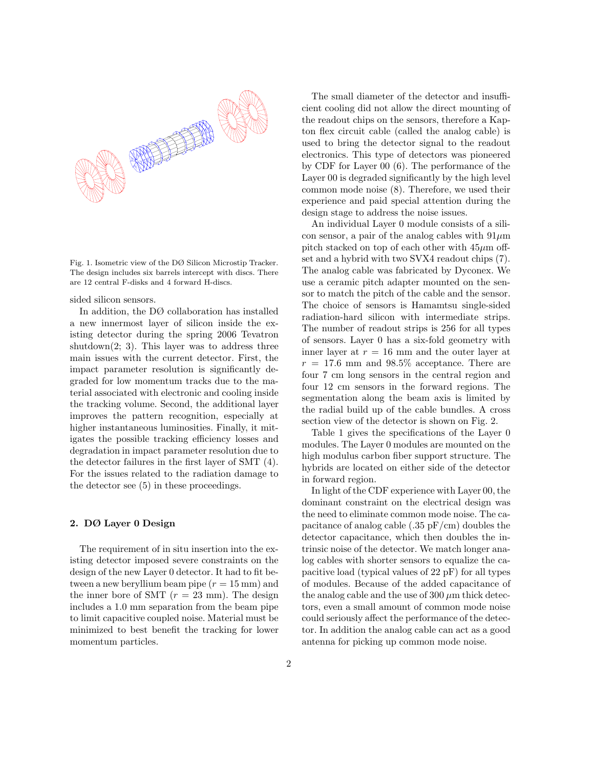Fig. 1. Isometric view of the DØ Silicon Microstip Tracker. The design includes six barrels intercept with discs. There are 12 central F-disks and 4 forward H-discs.

sided silicon sensors.

In addition, the DØ collaboration has installed a new innermost layer of silicon inside the existing detector during the spring 2006 Tevatron shutdown(2; 3). This layer was to address three main issues with the current detector. First, the impact parameter resolution is significantly degraded for low momentum tracks due to the material associated with electronic and cooling inside the tracking volume. Second, the additional layer improves the pattern recognition, especially at higher instantaneous luminosities. Finally, it mitigates the possible tracking efficiency losses and degradation in impact parameter resolution due to the detector failures in the first layer of SMT (4). For the issues related to the radiation damage to the detector see (5) in these proceedings.

## 2. DØ Layer 0 Design

The requirement of in situ insertion into the existing detector imposed severe constraints on the design of the new Layer 0 detector. It had to fit between a new beryllium beam pipe ($r = 15$ mm) and the inner bore of SMT ($r = 23$ mm). The design includes a 1.0 mm separation from the beam pipe to limit capacitive coupled noise. Material must be minimized to best benefit the tracking for lower momentum particles.

The small diameter of the detector and insufficient cooling did not allow the direct mounting of the readout chips on the sensors, therefore a Kapton flex circuit cable (called the analog cable) is used to bring the detector signal to the readout electronics. This type of detectors was pioneered by CDF for Layer 00 (6). The performance of the Layer 00 is degraded significantly by the high level common mode noise (8). Therefore, we used their experience and paid special attention during the design stage to address the noise issues.

An individual Layer 0 module consists of a silicon sensor, a pair of the analog cables with 91$\mu$m pitch stacked on top of each other with 45$\mu$m offset and a hybrid with two SVX4 readout chips (7). The analog cable was fabricated by Dyconex. We use a ceramic pitch adapter mounted on the sensor to match the pitch of the cable and the sensor. The choice of sensors is Hamamtsu single-sided radiation-hard silicon with intermediate strips. The number of readout strips is 256 for all types of sensors. Layer 0 has a six-fold geometry with inner layer at $r = 16$ mm and the outer layer at $r = 17.6$ mm and 98.5% acceptance. There are four 7 cm long sensors in the central region and four 12 cm sensors in the forward regions. The segmentation along the beam axis is limited by the radial build up of the cable bundles. A cross section view of the detector is shown on Fig. 2.

Table 1 gives the specifications of the Layer 0 modules. The Layer 0 modules are mounted on the high modulus carbon fiber support structure. The hybrids are located on either side of the detector in forward region.

In light of the CDF experience with Layer 00, the dominant constraint on the electrical design was the need to eliminate common mode noise. The capacitance of analog cable (.35 pF/cm) doubles the detector capacitance, which then doubles the intrinsic noise of the detector. We match longer analog cables with shorter sensors to equalize the capacitive load (typical values of 22 pF) for all types of modules. Because of the added capacitance of the analog cable and the use of 300 $\mu$m thick detectors, even a small amount of common mode noise could seriously affect the performance of the detector. In addition the analog cable can act as a good antenna for picking up common mode noise.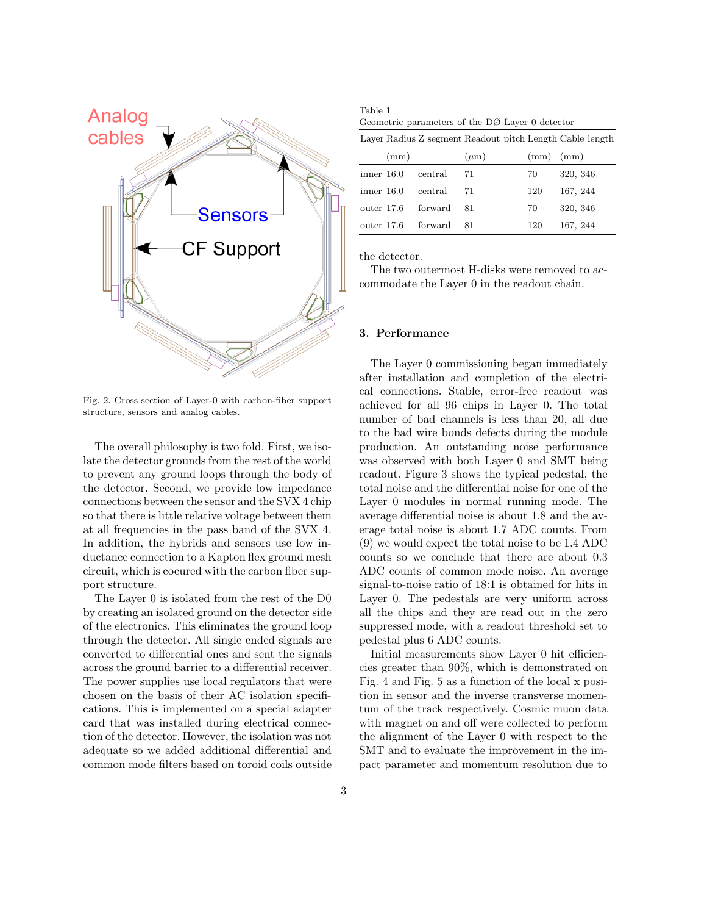Fig. 2. Cross section of Layer-0 with carbon-fiber support structure, sensors and analog cables.

The overall philosophy is two fold. First, we isolate the detector grounds from the rest of the world to prevent any ground loops through the body of the detector. Second, we provide low impedance connections between the sensor and the SVX 4 chip so that there is little relative voltage between them at all frequencies in the pass band of the SVX 4. In addition, the hybrids and sensors use low inductance connection to a Kapton flex ground mesh circuit, which is cocured with the carbon fiber support structure.

The Layer 0 is isolated from the rest of the D0 by creating an isolated ground on the detector side of the electronics. This eliminates the ground loop through the detector. All single ended signals are converted to differential ones and sent the signals across the ground barrier to a differential receiver. The power supplies use local regulators that were chosen on the basis of their AC isolation specifications. This is implemented on a special adapter card that was installed during electrical connection of the detector. However, the isolation was not adequate so we added additional differential and common mode filters based on toroid coils outside the detector.

Table 1
Geometric parameters of the DØ Layer 0 detector

| Layer | Radius (mm) | Z segment | Readout pitch (μm) | Length (mm) | Cable length (mm) |
|---|---|---|---|---|---|
| inner | 16.0 | central | 71 | 70 | 320, 346 |
| inner | 16.0 | central | 71 | 120 | 167, 244 |
| outer | 17.6 | forward | 81 | 70 | 320, 346 |
| outer | 17.6 | forward | 81 | 120 | 167, 244 |

The two outermost H-disks were removed to accommodate the Layer 0 in the readout chain.

## 3. Performance

The Layer 0 commissioning began immediately after installation and completion of the electrical connections. Stable, error-free readout was achieved for all 96 chips in Layer 0. The total number of bad channels is less than 20, all due to the bad wire bonds defects during the module production. An outstanding noise performance was observed with both Layer 0 and SMT being readout. Figure 3 shows the typical pedestal, the total noise and the differential noise for one of the Layer 0 modules in normal running mode. The average differential noise is about 1.8 and the average total noise is about 1.7 ADC counts. From (9) we would expect the total noise to be 1.4 ADC counts so we conclude that there are about 0.3 ADC counts of common mode noise. An average signal-to-noise ratio of 18:1 is obtained for hits in Layer 0. The pedestals are very uniform across all the chips and they are read out in the zero suppressed mode, with a readout threshold set to pedestal plus 6 ADC counts.

Initial measurements show Layer 0 hit efficiencies greater than 90%, which is demonstrated on Fig. 4 and Fig. 5 as a function of the local x position in sensor and the inverse transverse momentum of the track respectively. Cosmic muon data with magnet on and off were collected to perform the alignment of the Layer 0 with respect to the SMT and to evaluate the improvement in the impact parameter and momentum resolution due to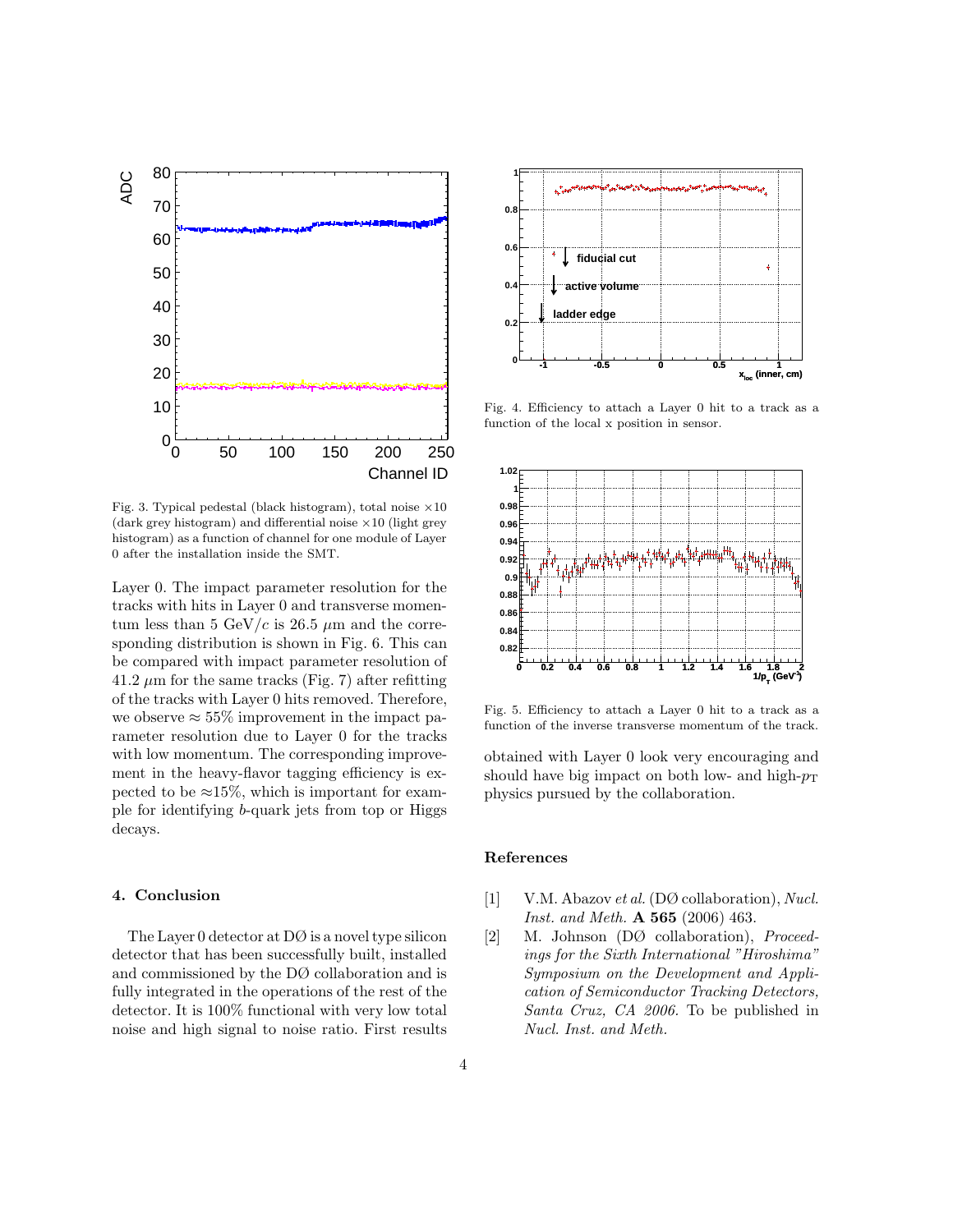Fig. 3. Typical pedestal (black histogram), total noise $\times 10$ (dark grey histogram) and differential noise $\times 10$ (light grey histogram) as a function of channel for one module of Layer 0 after the installation inside the SMT.

Layer 0. The impact parameter resolution for the tracks with hits in Layer 0 and transverse momentum less than 5 GeV/$c$ is 26.5 $\mu$m and the corresponding distribution is shown in Fig. 6. This can be compared with impact parameter resolution of 41.2 $\mu$m for the same tracks (Fig. 7) after refitting of the tracks with Layer 0 hits removed. Therefore, we observe $\approx$ 55% improvement in the impact parameter resolution due to Layer 0 for the tracks with low momentum. The corresponding improvement in the heavy-flavor tagging efficiency is expected to be $\approx$15%, which is important for example for identifying $b$-quark jets from top or Higgs decays.

## 4. Conclusion

The Layer 0 detector at DØ is a novel type silicon detector that has been successfully built, installed and commissioned by the DØ collaboration and is fully integrated in the operations of the rest of the detector. It is 100% functional with very low total noise and high signal to noise ratio. First results obtained with Layer 0 look very encouraging and should have big impact on both low- and high-$p_T$ physics pursued by the collaboration.

Fig. 4. Efficiency to attach a Layer 0 hit to a track as a function of the local x position in sensor.

Fig. 5. Efficiency to attach a Layer 0 hit to a track as a function of the inverse transverse momentum of the track.

## References

1. V.M. Abazov *et al.* (DØ collaboration), *Nucl. Inst. and Meth.* **A 565** (2006) 463.
2. M. Johnson (DØ collaboration), *Proceedings for the Sixth International "Hiroshima" Symposium on the Development and Application of Semiconductor Tracking Detectors, Santa Cruz, CA 2006.* To be published in *Nucl. Inst. and Meth.*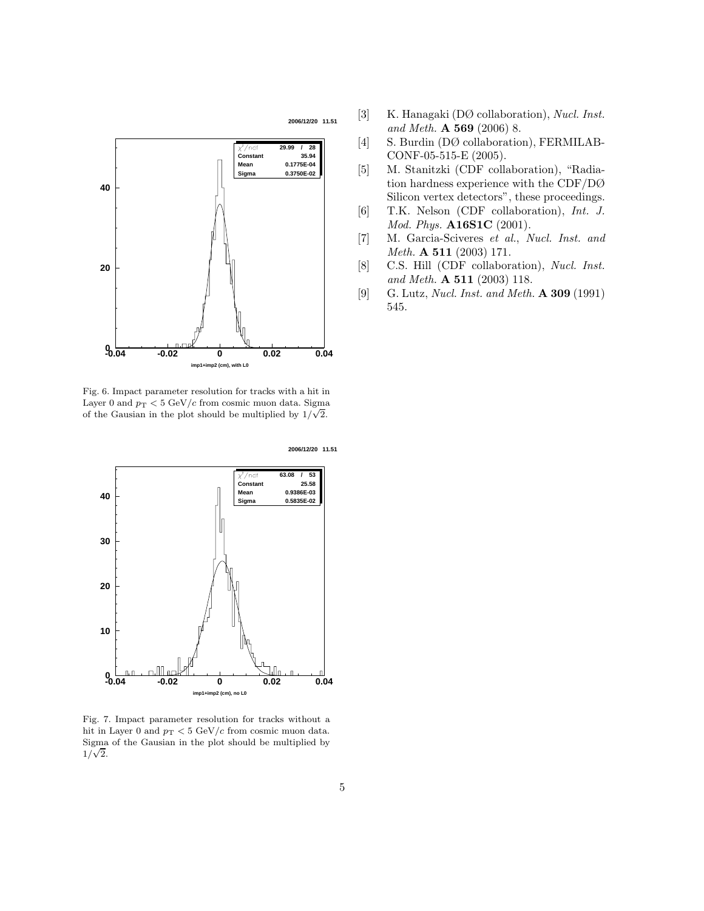2006/12/20 11.51

χ²/ndf 29.99 / 28
Constant 35.94
Mean 0.1775E-04
Sigma 0.3750E-02

40

20

0

-0.04 -0.02 0 0.02 0.04

imp1+imp2 (cm), with L0

Fig. 6. Impact parameter resolution for tracks with a hit in Layer 0 and $p_{\mathrm{T}} < 5$ GeV/$c$ from cosmic muon data. Sigma of the Gausian in the plot should be multiplied by $1/\sqrt{2}$.

2006/12/20 11.51

χ²/ndf 63.08 / 53
Constant 25.58
Mean 0.9386E-03
Sigma 0.5835E-02

40

30

20

10

0

-0.04 -0.02 0 0.02 0.04

imp1+imp2 (cm), no L0

Fig. 7. Impact parameter resolution for tracks without a hit in Layer 0 and $p_{\mathrm{T}} < 5$ GeV/$c$ from cosmic muon data. Sigma of the Gausian in the plot should be multiplied by $1/\sqrt{2}$.

[3] K. Hanagaki (DØ collaboration), *Nucl. Inst. and Meth.* **A 569** (2006) 8.

[4] S. Burdin (DØ collaboration), FERMILAB-CONF-05-515-E (2005).

[5] M. Stanitzki (CDF collaboration), "Radiation hardness experience with the CDF/DØ Silicon vertex detectors", these proceedings.

[6] T.K. Nelson (CDF collaboration), *Int. J. Mod. Phys.* **A16S1C** (2001).

[7] M. Garcia-Sciveres *et al.*, *Nucl. Inst. and Meth.* **A 511** (2003) 171.

[8] C.S. Hill (CDF collaboration), *Nucl. Inst. and Meth.* **A 511** (2003) 118.

[9] G. Lutz, *Nucl. Inst. and Meth.* **A 309** (1991) 545.